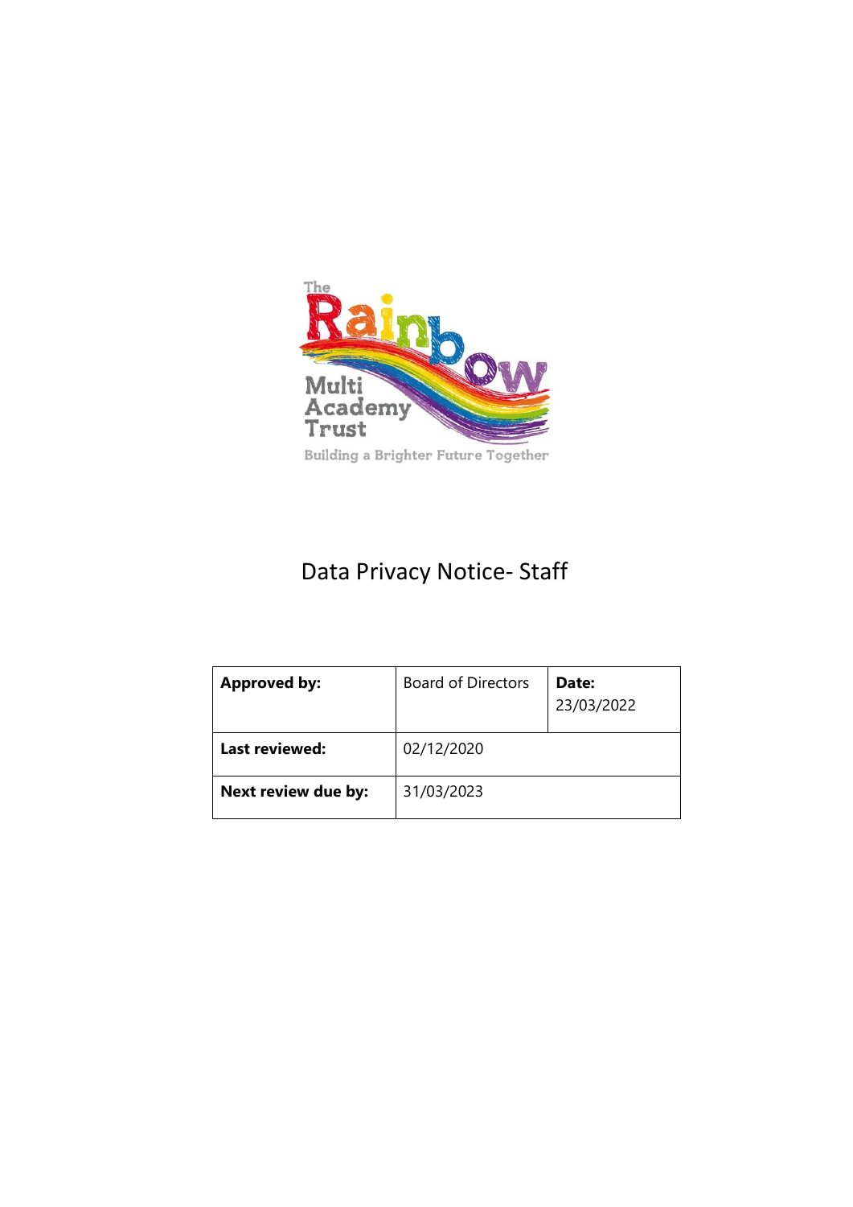The Rainbow Multi Academy Trust

Building a Brighter Future Together

# Data Privacy Notice- Staff

| **Approved by:** | Board of Directors | **Date:** 23/03/2022 |
| --- | --- | --- |
| **Last reviewed:** | 02/12/2020 | |
| **Next review due by:** | 31/03/2023 | |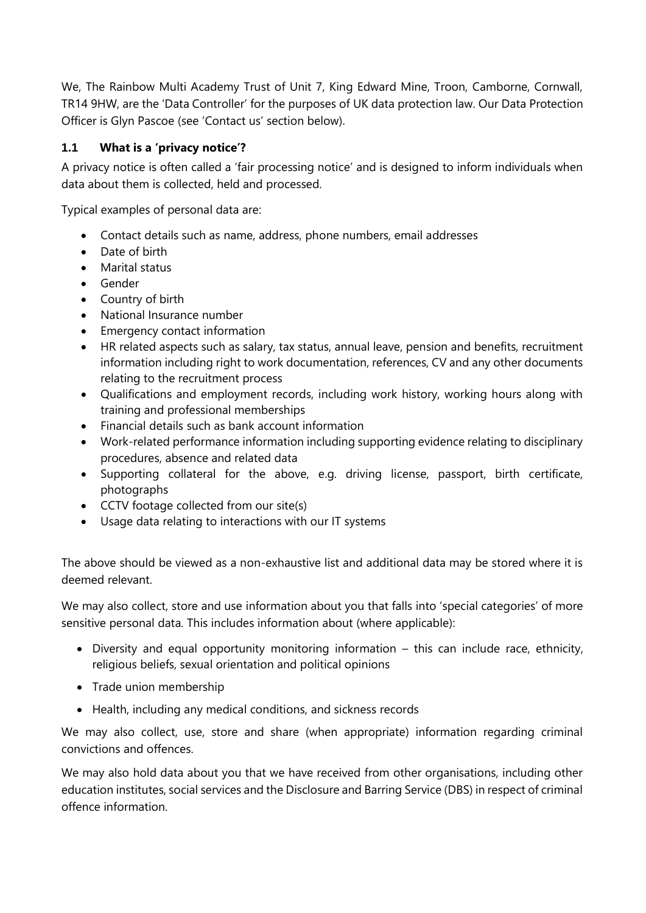We, The Rainbow Multi Academy Trust of Unit 7, King Edward Mine, Troon, Camborne, Cornwall, TR14 9HW, are the 'Data Controller' for the purposes of UK data protection law. Our Data Protection Officer is Glyn Pascoe (see 'Contact us' section below).

### 1.1 What is a 'privacy notice'?

A privacy notice is often called a 'fair processing notice' and is designed to inform individuals when data about them is collected, held and processed.

Typical examples of personal data are:

- Contact details such as name, address, phone numbers, email addresses
- Date of birth
- Marital status
- Gender
- Country of birth
- National Insurance number
- Emergency contact information
- HR related aspects such as salary, tax status, annual leave, pension and benefits, recruitment information including right to work documentation, references, CV and any other documents relating to the recruitment process
- Qualifications and employment records, including work history, working hours along with training and professional memberships
- Financial details such as bank account information
- Work-related performance information including supporting evidence relating to disciplinary procedures, absence and related data
- Supporting collateral for the above, e.g. driving license, passport, birth certificate, photographs
- CCTV footage collected from our site(s)
- Usage data relating to interactions with our IT systems

The above should be viewed as a non-exhaustive list and additional data may be stored where it is deemed relevant.

We may also collect, store and use information about you that falls into 'special categories' of more sensitive personal data. This includes information about (where applicable):

- Diversity and equal opportunity monitoring information – this can include race, ethnicity, religious beliefs, sexual orientation and political opinions
- Trade union membership
- Health, including any medical conditions, and sickness records

We may also collect, use, store and share (when appropriate) information regarding criminal convictions and offences.

We may also hold data about you that we have received from other organisations, including other education institutes, social services and the Disclosure and Barring Service (DBS) in respect of criminal offence information.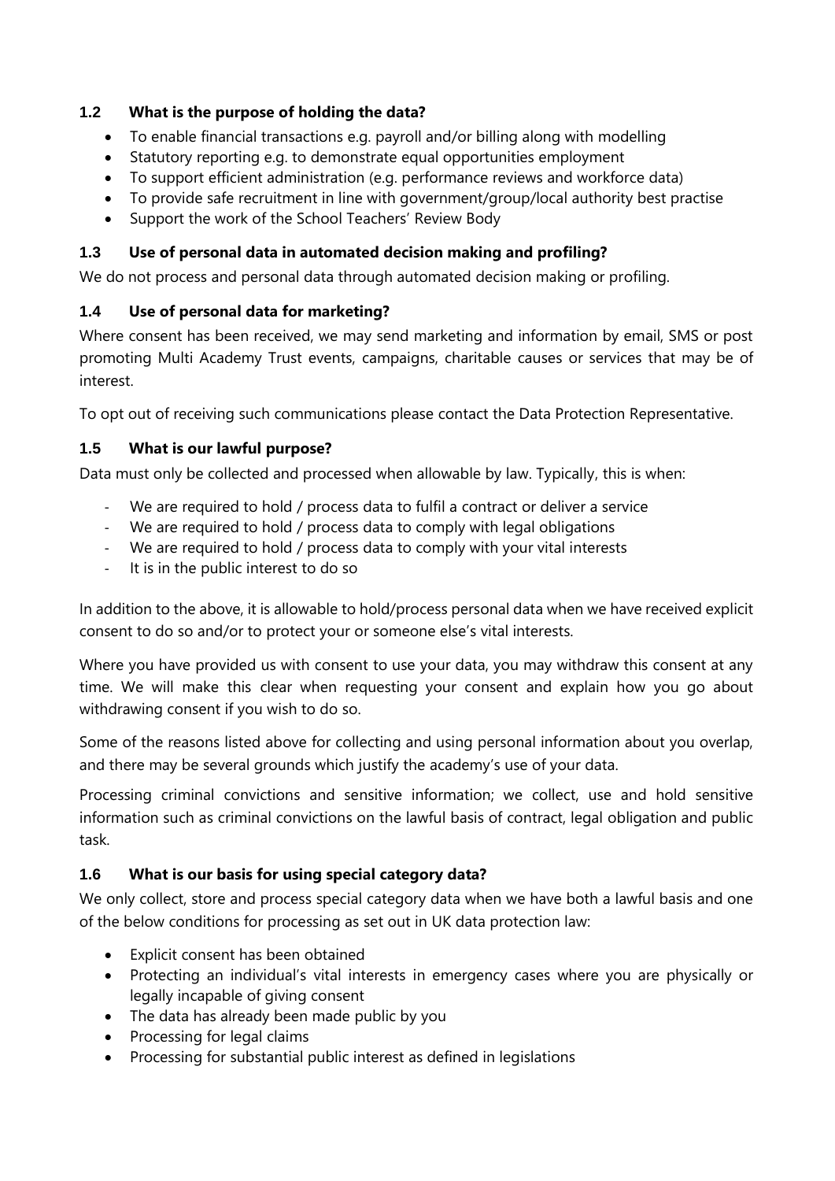### 1.2 What is the purpose of holding the data?

- To enable financial transactions e.g. payroll and/or billing along with modelling
- Statutory reporting e.g. to demonstrate equal opportunities employment
- To support efficient administration (e.g. performance reviews and workforce data)
- To provide safe recruitment in line with government/group/local authority best practise
- Support the work of the School Teachers' Review Body

### 1.3 Use of personal data in automated decision making and profiling?

We do not process and personal data through automated decision making or profiling.

### 1.4 Use of personal data for marketing?

Where consent has been received, we may send marketing and information by email, SMS or post promoting Multi Academy Trust events, campaigns, charitable causes or services that may be of interest.

To opt out of receiving such communications please contact the Data Protection Representative.

### 1.5 What is our lawful purpose?

Data must only be collected and processed when allowable by law. Typically, this is when:

- We are required to hold / process data to fulfil a contract or deliver a service
- We are required to hold / process data to comply with legal obligations
- We are required to hold / process data to comply with your vital interests
- It is in the public interest to do so

In addition to the above, it is allowable to hold/process personal data when we have received explicit consent to do so and/or to protect your or someone else's vital interests.

Where you have provided us with consent to use your data, you may withdraw this consent at any time. We will make this clear when requesting your consent and explain how you go about withdrawing consent if you wish to do so.

Some of the reasons listed above for collecting and using personal information about you overlap, and there may be several grounds which justify the academy's use of your data.

Processing criminal convictions and sensitive information; we collect, use and hold sensitive information such as criminal convictions on the lawful basis of contract, legal obligation and public task.

### 1.6 What is our basis for using special category data?

We only collect, store and process special category data when we have both a lawful basis and one of the below conditions for processing as set out in UK data protection law:

- Explicit consent has been obtained
- Protecting an individual's vital interests in emergency cases where you are physically or legally incapable of giving consent
- The data has already been made public by you
- Processing for legal claims
- Processing for substantial public interest as defined in legislations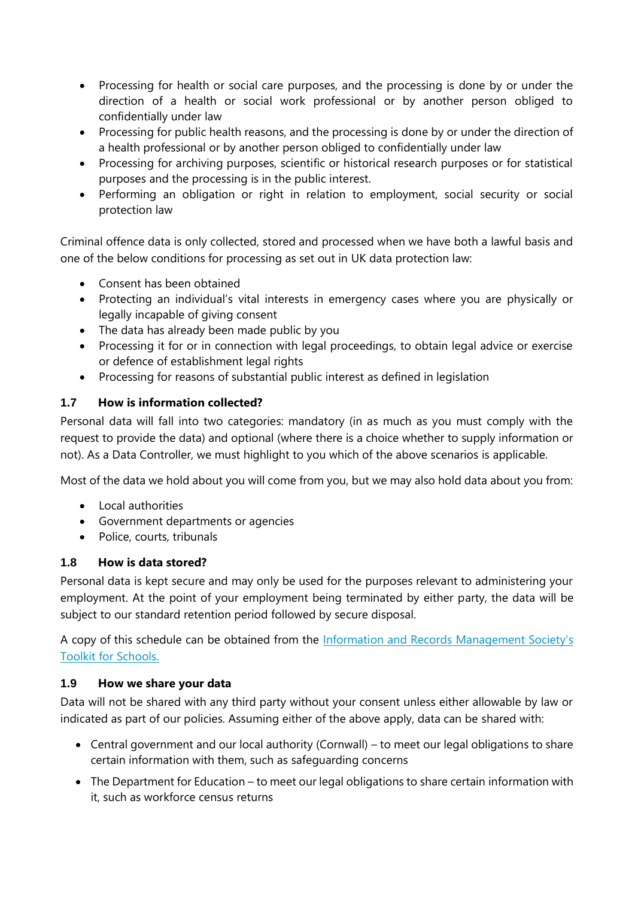- Processing for health or social care purposes, and the processing is done by or under the direction of a health or social work professional or by another person obliged to confidentially under law
- Processing for public health reasons, and the processing is done by or under the direction of a health professional or by another person obliged to confidentially under law
- Processing for archiving purposes, scientific or historical research purposes or for statistical purposes and the processing is in the public interest.
- Performing an obligation or right in relation to employment, social security or social protection law

Criminal offence data is only collected, stored and processed when we have both a lawful basis and one of the below conditions for processing as set out in UK data protection law:

- Consent has been obtained
- Protecting an individual's vital interests in emergency cases where you are physically or legally incapable of giving consent
- The data has already been made public by you
- Processing it for or in connection with legal proceedings, to obtain legal advice or exercise or defence of establishment legal rights
- Processing for reasons of substantial public interest as defined in legislation

### 1.7 How is information collected?

Personal data will fall into two categories: mandatory (in as much as you must comply with the request to provide the data) and optional (where there is a choice whether to supply information or not). As a Data Controller, we must highlight to you which of the above scenarios is applicable.

Most of the data we hold about you will come from you, but we may also hold data about you from:

- Local authorities
- Government departments or agencies
- Police, courts, tribunals

### 1.8 How is data stored?

Personal data is kept secure and may only be used for the purposes relevant to administering your employment. At the point of your employment being terminated by either party, the data will be subject to our standard retention period followed by secure disposal.

A copy of this schedule can be obtained from the Information and Records Management Society's Toolkit for Schools.

### 1.9 How we share your data

Data will not be shared with any third party without your consent unless either allowable by law or indicated as part of our policies. Assuming either of the above apply, data can be shared with:

- Central government and our local authority (Cornwall) – to meet our legal obligations to share certain information with them, such as safeguarding concerns
- The Department for Education – to meet our legal obligations to share certain information with it, such as workforce census returns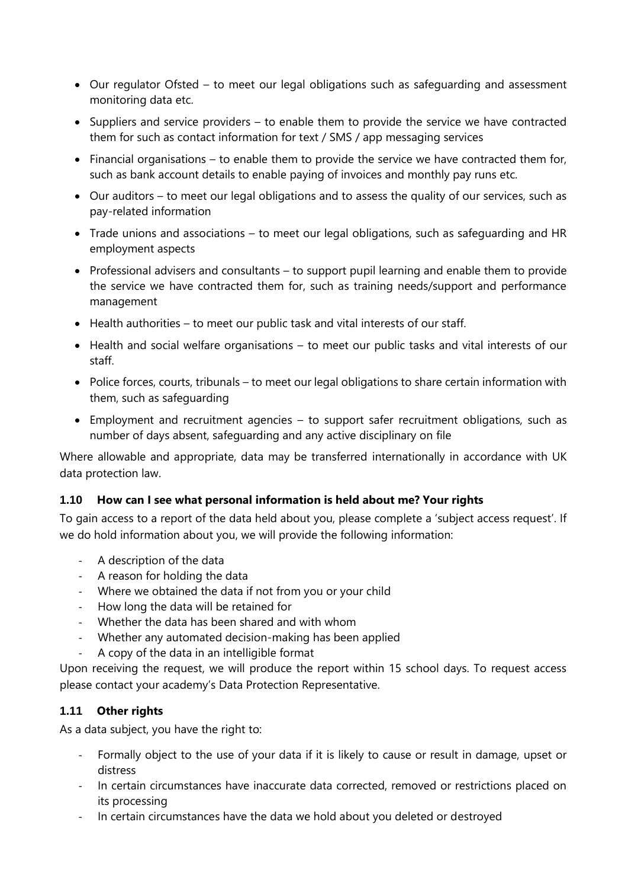- Our regulator Ofsted – to meet our legal obligations such as safeguarding and assessment monitoring data etc.
- Suppliers and service providers – to enable them to provide the service we have contracted them for such as contact information for text / SMS / app messaging services
- Financial organisations – to enable them to provide the service we have contracted them for, such as bank account details to enable paying of invoices and monthly pay runs etc.
- Our auditors – to meet our legal obligations and to assess the quality of our services, such as pay-related information
- Trade unions and associations – to meet our legal obligations, such as safeguarding and HR employment aspects
- Professional advisers and consultants – to support pupil learning and enable them to provide the service we have contracted them for, such as training needs/support and performance management
- Health authorities – to meet our public task and vital interests of our staff.
- Health and social welfare organisations – to meet our public tasks and vital interests of our staff.
- Police forces, courts, tribunals – to meet our legal obligations to share certain information with them, such as safeguarding
- Employment and recruitment agencies – to support safer recruitment obligations, such as number of days absent, safeguarding and any active disciplinary on file

Where allowable and appropriate, data may be transferred internationally in accordance with UK data protection law.

### 1.10 How can I see what personal information is held about me? Your rights

To gain access to a report of the data held about you, please complete a 'subject access request'. If we do hold information about you, we will provide the following information:

- A description of the data
- A reason for holding the data
- Where we obtained the data if not from you or your child
- How long the data will be retained for
- Whether the data has been shared and with whom
- Whether any automated decision-making has been applied
- A copy of the data in an intelligible format

Upon receiving the request, we will produce the report within 15 school days. To request access please contact your academy's Data Protection Representative.

### 1.11 Other rights

As a data subject, you have the right to:

- Formally object to the use of your data if it is likely to cause or result in damage, upset or distress
- In certain circumstances have inaccurate data corrected, removed or restrictions placed on its processing
- In certain circumstances have the data we hold about you deleted or destroyed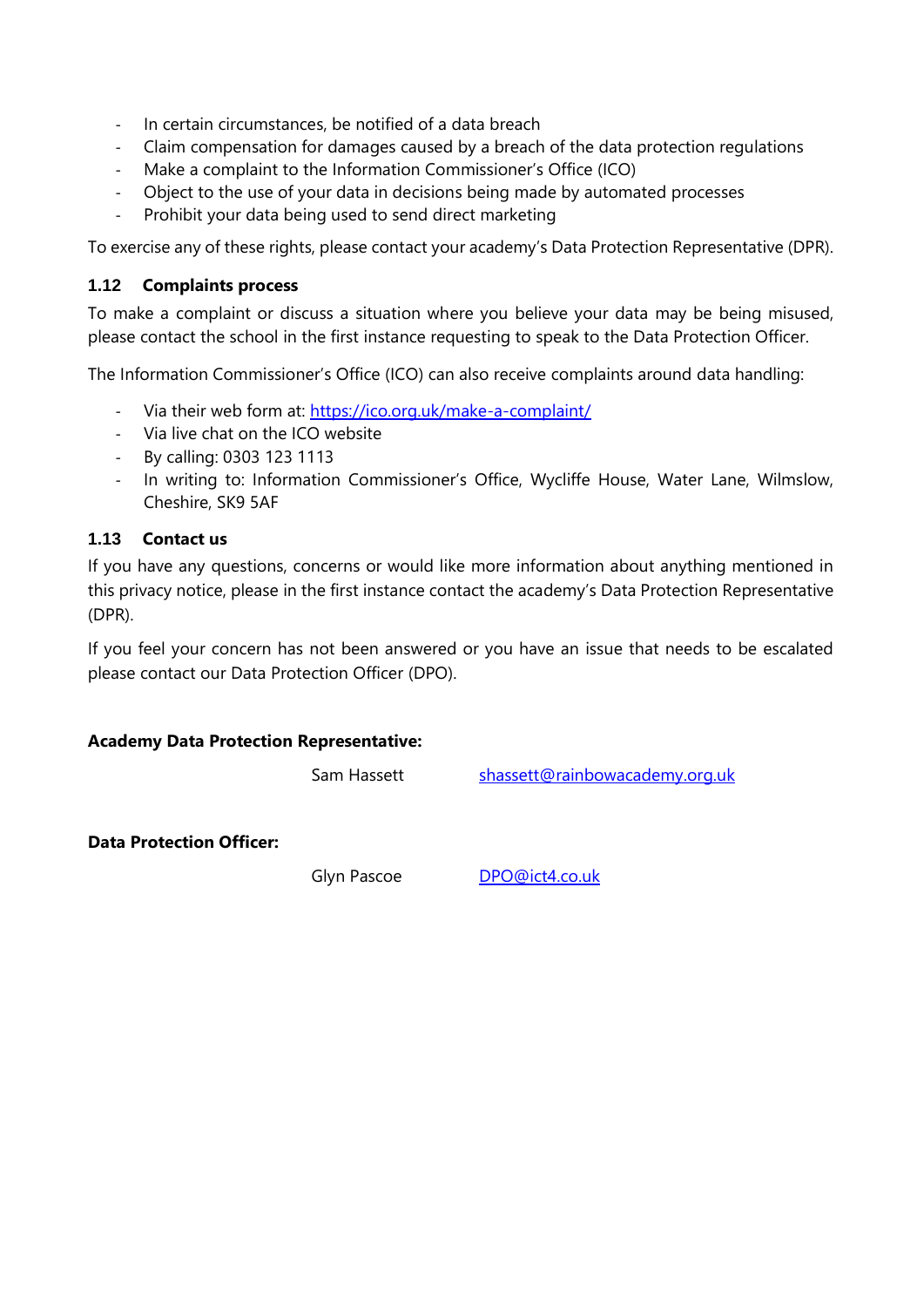- In certain circumstances, be notified of a data breach
- Claim compensation for damages caused by a breach of the data protection regulations
- Make a complaint to the Information Commissioner's Office (ICO)
- Object to the use of your data in decisions being made by automated processes
- Prohibit your data being used to send direct marketing

To exercise any of these rights, please contact your academy's Data Protection Representative (DPR).

### 1.12 Complaints process

To make a complaint or discuss a situation where you believe your data may be being misused, please contact the school in the first instance requesting to speak to the Data Protection Officer.

The Information Commissioner's Office (ICO) can also receive complaints around data handling:

- Via their web form at: https://ico.org.uk/make-a-complaint/
- Via live chat on the ICO website
- By calling: 0303 123 1113
- In writing to: Information Commissioner's Office, Wycliffe House, Water Lane, Wilmslow, Cheshire, SK9 5AF

### 1.13 Contact us

If you have any questions, concerns or would like more information about anything mentioned in this privacy notice, please in the first instance contact the academy's Data Protection Representative (DPR).

If you feel your concern has not been answered or you have an issue that needs to be escalated please contact our Data Protection Officer (DPO).

**Academy Data Protection Representative:**

Sam Hassett shassett@rainbowacademy.org.uk

**Data Protection Officer:**

Glyn Pascoe DPO@ict4.co.uk